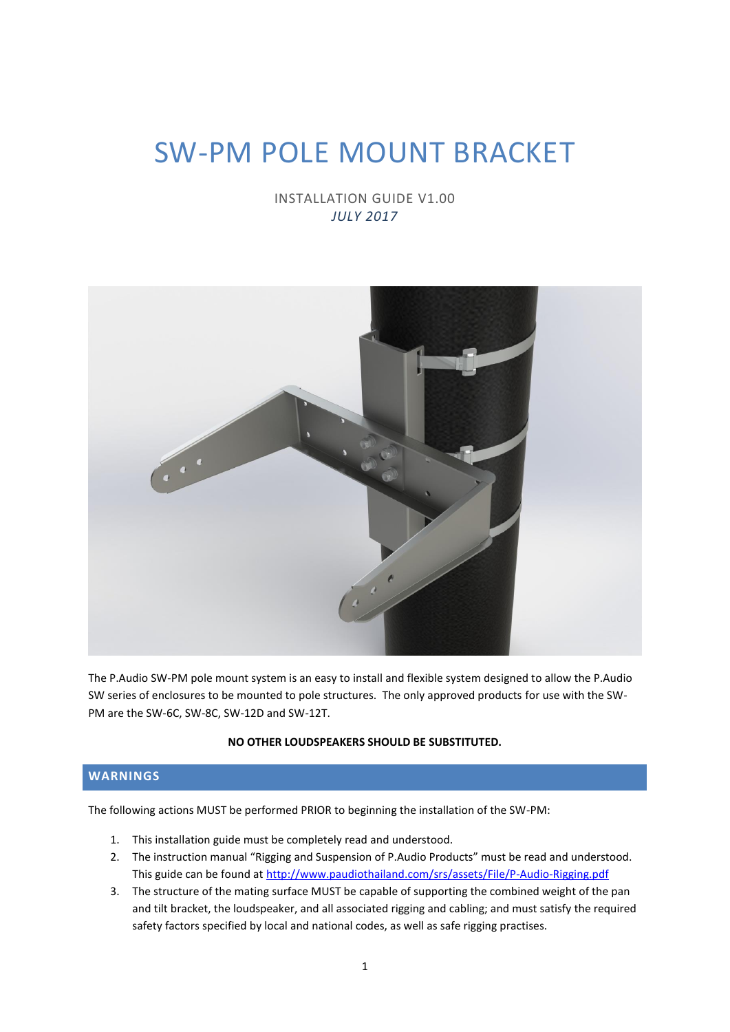# SW-PM POLE MOUNT BRACKET

INSTALLATION GUIDE V1.00

*JULY 2017*

The P.Audio SW-PM pole mount system is an easy to install and flexible system designed to allow the P.Audio SW series of enclosures to be mounted to pole structures. The only approved products for use with the SW-PM are the SW-6C, SW-8C, SW-12D and SW-12T.

**NO OTHER LOUDSPEAKERS SHOULD BE SUBSTITUTED.**

## WARNINGS

The following actions MUST be performed PRIOR to beginning the installation of the SW-PM:

1. This installation guide must be completely read and understood.
2. The instruction manual "Rigging and Suspension of P.Audio Products" must be read and understood. This guide can be found at http://www.paudiothailand.com/srs/assets/File/P-Audio-Rigging.pdf
3. The structure of the mating surface MUST be capable of supporting the combined weight of the pan and tilt bracket, the loudspeaker, and all associated rigging and cabling; and must satisfy the required safety factors specified by local and national codes, as well as safe rigging practises.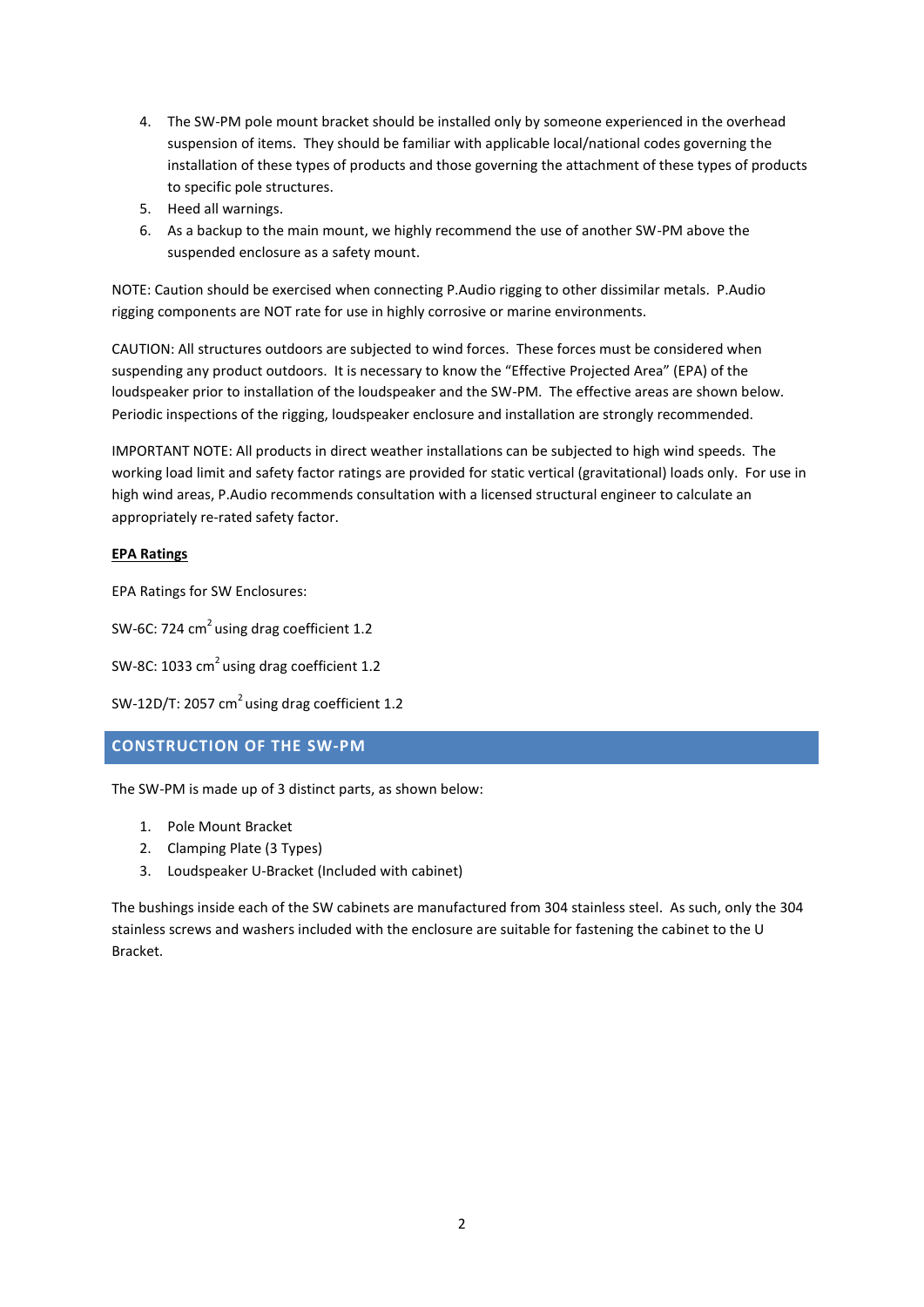4. The SW-PM pole mount bracket should be installed only by someone experienced in the overhead suspension of items. They should be familiar with applicable local/national codes governing the installation of these types of products and those governing the attachment of these types of products to specific pole structures.
5. Heed all warnings.
6. As a backup to the main mount, we highly recommend the use of another SW-PM above the suspended enclosure as a safety mount.

NOTE: Caution should be exercised when connecting P.Audio rigging to other dissimilar metals. P.Audio rigging components are NOT rate for use in highly corrosive or marine environments.

CAUTION: All structures outdoors are subjected to wind forces. These forces must be considered when suspending any product outdoors. It is necessary to know the "Effective Projected Area" (EPA) of the loudspeaker prior to installation of the loudspeaker and the SW-PM. The effective areas are shown below. Periodic inspections of the rigging, loudspeaker enclosure and installation are strongly recommended.

IMPORTANT NOTE: All products in direct weather installations can be subjected to high wind speeds. The working load limit and safety factor ratings are provided for static vertical (gravitational) loads only. For use in high wind areas, P.Audio recommends consultation with a licensed structural engineer to calculate an appropriately re-rated safety factor.

**EPA Ratings**

EPA Ratings for SW Enclosures:

SW-6C: 724 $cm^2$ using drag coefficient 1.2

SW-8C: 1033 $cm^2$ using drag coefficient 1.2

SW-12D/T: 2057 $cm^2$ using drag coefficient 1.2

## CONSTRUCTION OF THE SW-PM

The SW-PM is made up of 3 distinct parts, as shown below:

1. Pole Mount Bracket
2. Clamping Plate (3 Types)
3. Loudspeaker U-Bracket (Included with cabinet)

The bushings inside each of the SW cabinets are manufactured from 304 stainless steel. As such, only the 304 stainless screws and washers included with the enclosure are suitable for fastening the cabinet to the U Bracket.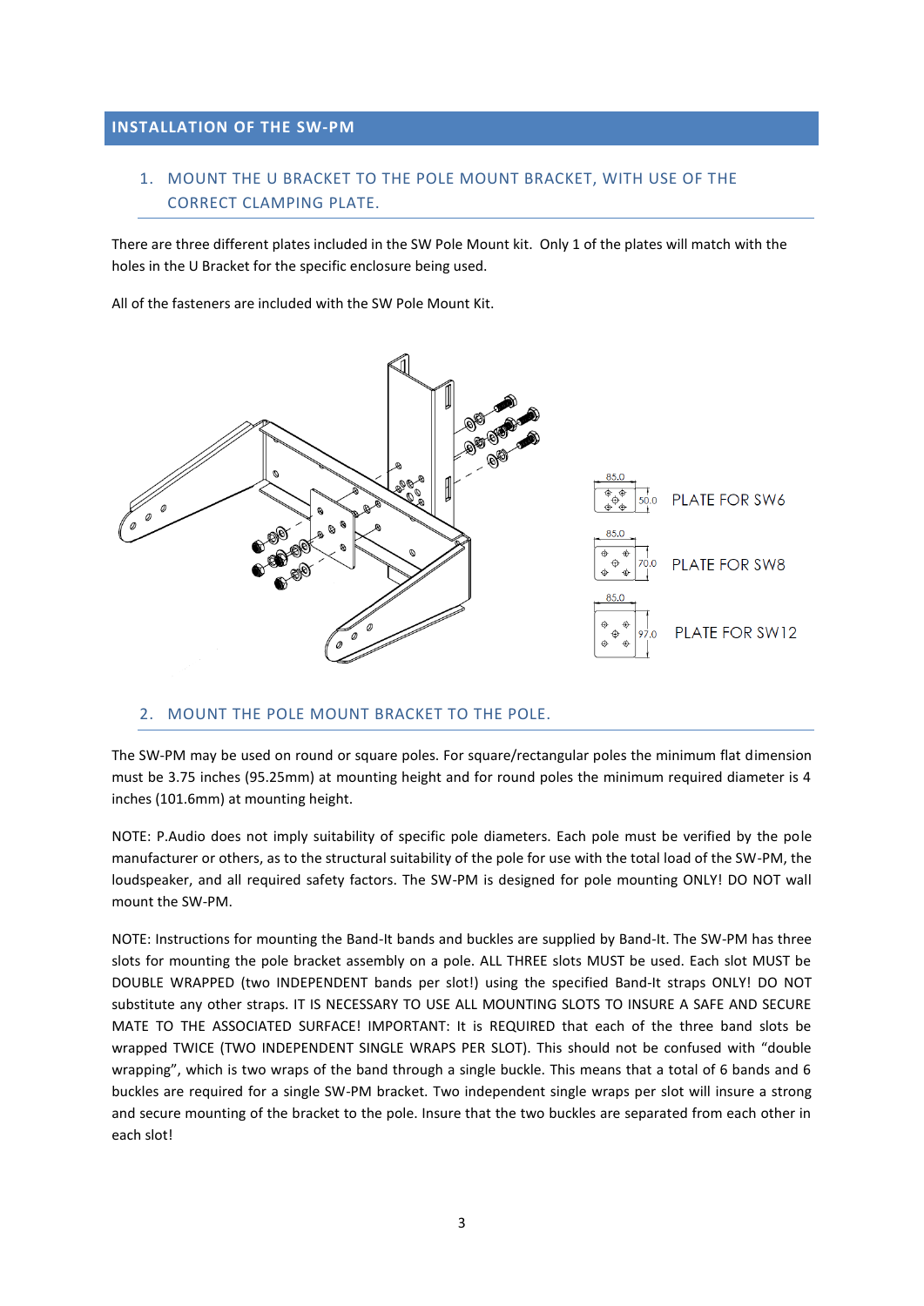## INSTALLATION OF THE SW-PM

### 1. MOUNT THE U BRACKET TO THE POLE MOUNT BRACKET, WITH USE OF THE CORRECT CLAMPING PLATE.

There are three different plates included in the SW Pole Mount kit. Only 1 of the plates will match with the holes in the U Bracket for the specific enclosure being used.

All of the fasteners are included with the SW Pole Mount Kit.

85.0 × 50.0 PLATE FOR SW6

85.0 × 70.0 PLATE FOR SW8

85.0 × 97.0 PLATE FOR SW12

### 2. MOUNT THE POLE MOUNT BRACKET TO THE POLE.

The SW-PM may be used on round or square poles. For square/rectangular poles the minimum flat dimension must be 3.75 inches (95.25mm) at mounting height and for round poles the minimum required diameter is 4 inches (101.6mm) at mounting height.

NOTE: P.Audio does not imply suitability of specific pole diameters. Each pole must be verified by the pole manufacturer or others, as to the structural suitability of the pole for use with the total load of the SW-PM, the loudspeaker, and all required safety factors. The SW-PM is designed for pole mounting ONLY! DO NOT wall mount the SW-PM.

NOTE: Instructions for mounting the Band-It bands and buckles are supplied by Band-It. The SW-PM has three slots for mounting the pole bracket assembly on a pole. ALL THREE slots MUST be used. Each slot MUST be DOUBLE WRAPPED (two INDEPENDENT bands per slot!) using the specified Band-It straps ONLY! DO NOT substitute any other straps. IT IS NECESSARY TO USE ALL MOUNTING SLOTS TO INSURE A SAFE AND SECURE MATE TO THE ASSOCIATED SURFACE! IMPORTANT: It is REQUIRED that each of the three band slots be wrapped TWICE (TWO INDEPENDENT SINGLE WRAPS PER SLOT). This should not be confused with "double wrapping", which is two wraps of the band through a single buckle. This means that a total of 6 bands and 6 buckles are required for a single SW-PM bracket. Two independent single wraps per slot will insure a strong and secure mounting of the bracket to the pole. Insure that the two buckles are separated from each other in each slot!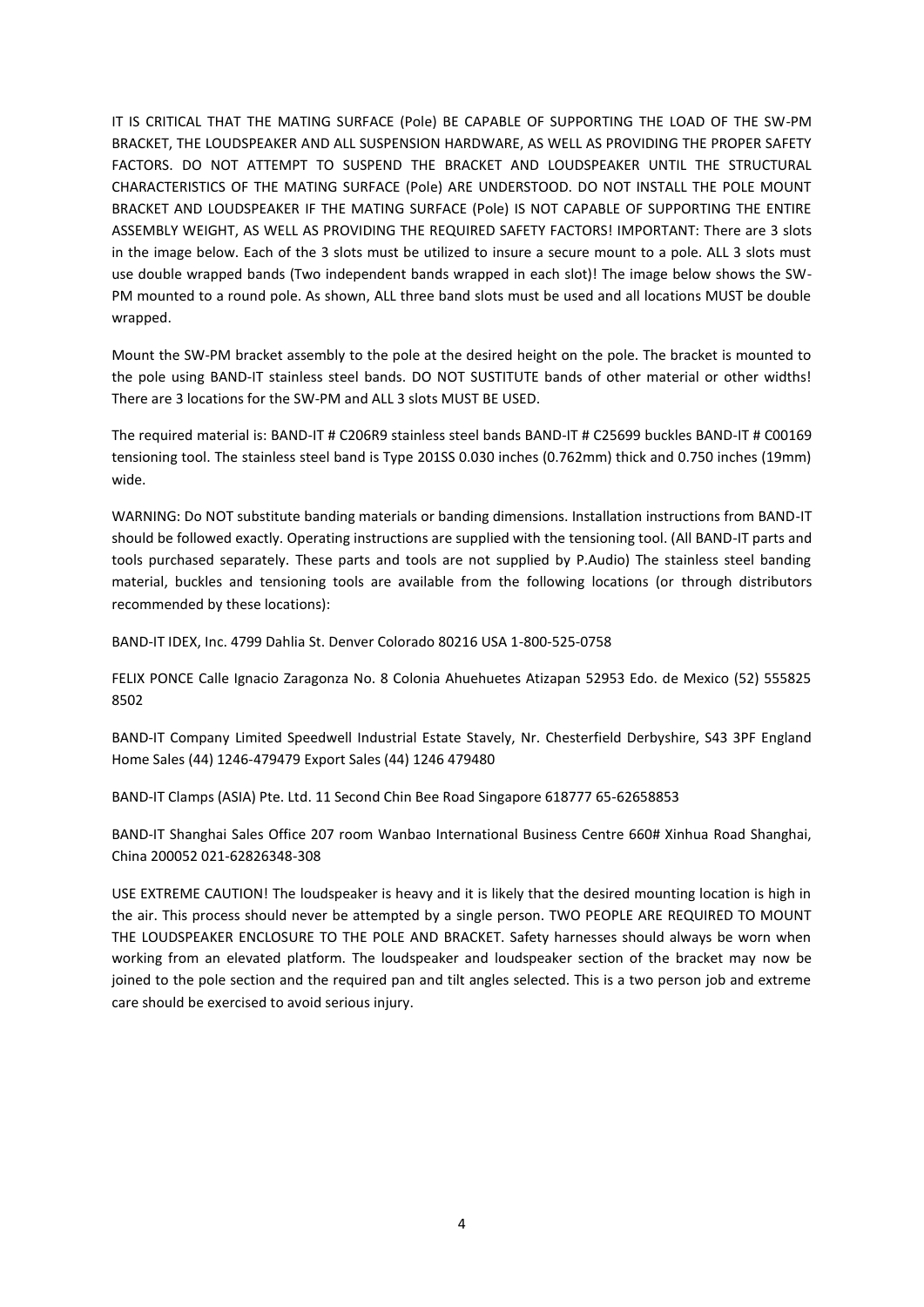IT IS CRITICAL THAT THE MATING SURFACE (Pole) BE CAPABLE OF SUPPORTING THE LOAD OF THE SW-PM BRACKET, THE LOUDSPEAKER AND ALL SUSPENSION HARDWARE, AS WELL AS PROVIDING THE PROPER SAFETY FACTORS. DO NOT ATTEMPT TO SUSPEND THE BRACKET AND LOUDSPEAKER UNTIL THE STRUCTURAL CHARACTERISTICS OF THE MATING SURFACE (Pole) ARE UNDERSTOOD. DO NOT INSTALL THE POLE MOUNT BRACKET AND LOUDSPEAKER IF THE MATING SURFACE (Pole) IS NOT CAPABLE OF SUPPORTING THE ENTIRE ASSEMBLY WEIGHT, AS WELL AS PROVIDING THE REQUIRED SAFETY FACTORS! IMPORTANT: There are 3 slots in the image below. Each of the 3 slots must be utilized to insure a secure mount to a pole. ALL 3 slots must use double wrapped bands (Two independent bands wrapped in each slot)! The image below shows the SW-PM mounted to a round pole. As shown, ALL three band slots must be used and all locations MUST be double wrapped.

Mount the SW-PM bracket assembly to the pole at the desired height on the pole. The bracket is mounted to the pole using BAND-IT stainless steel bands. DO NOT SUSTITUTE bands of other material or other widths! There are 3 locations for the SW-PM and ALL 3 slots MUST BE USED.

The required material is: BAND-IT # C206R9 stainless steel bands BAND-IT # C25699 buckles BAND-IT # C00169 tensioning tool. The stainless steel band is Type 201SS 0.030 inches (0.762mm) thick and 0.750 inches (19mm) wide.

WARNING: Do NOT substitute banding materials or banding dimensions. Installation instructions from BAND-IT should be followed exactly. Operating instructions are supplied with the tensioning tool. (All BAND-IT parts and tools purchased separately. These parts and tools are not supplied by P.Audio) The stainless steel banding material, buckles and tensioning tools are available from the following locations (or through distributors recommended by these locations):

BAND-IT IDEX, Inc. 4799 Dahlia St. Denver Colorado 80216 USA 1-800-525-0758

FELIX PONCE Calle Ignacio Zaragonza No. 8 Colonia Ahuehuetes Atizapan 52953 Edo. de Mexico (52) 555825 8502

BAND-IT Company Limited Speedwell Industrial Estate Stavely, Nr. Chesterfield Derbyshire, S43 3PF England Home Sales (44) 1246-479479 Export Sales (44) 1246 479480

BAND-IT Clamps (ASIA) Pte. Ltd. 11 Second Chin Bee Road Singapore 618777 65-62658853

BAND-IT Shanghai Sales Office 207 room Wanbao International Business Centre 660# Xinhua Road Shanghai, China 200052 021-62826348-308

USE EXTREME CAUTION! The loudspeaker is heavy and it is likely that the desired mounting location is high in the air. This process should never be attempted by a single person. TWO PEOPLE ARE REQUIRED TO MOUNT THE LOUDSPEAKER ENCLOSURE TO THE POLE AND BRACKET. Safety harnesses should always be worn when working from an elevated platform. The loudspeaker and loudspeaker section of the bracket may now be joined to the pole section and the required pan and tilt angles selected. This is a two person job and extreme care should be exercised to avoid serious injury.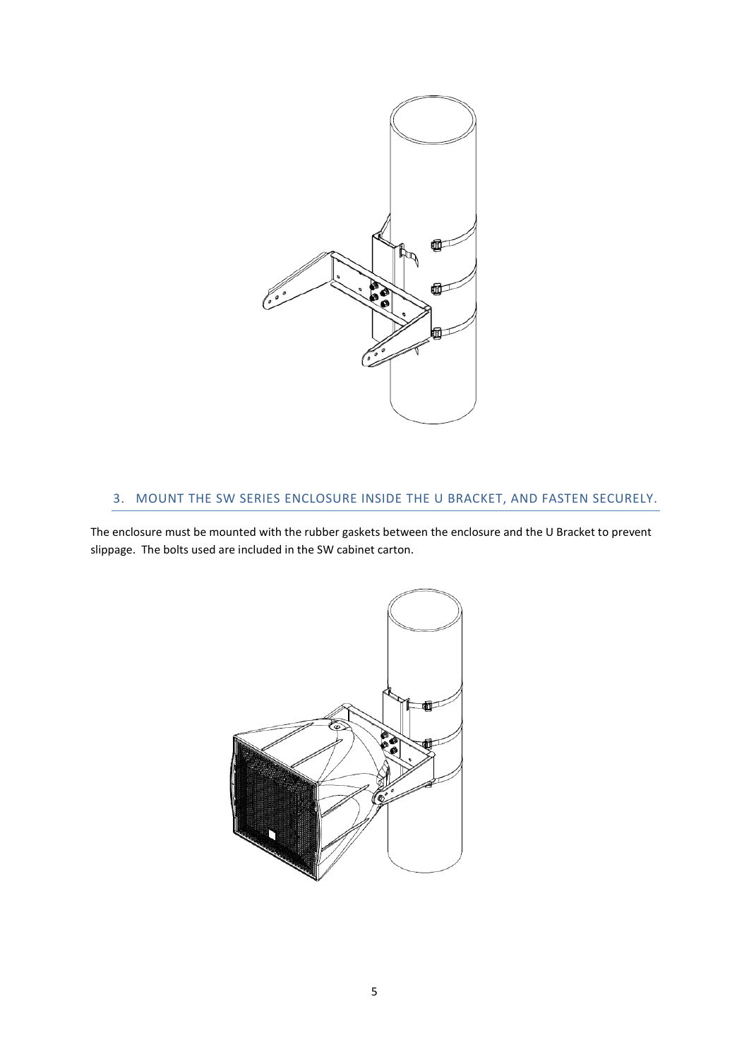## 3. MOUNT THE SW SERIES ENCLOSURE INSIDE THE U BRACKET, AND FASTEN SECURELY.

The enclosure must be mounted with the rubber gaskets between the enclosure and the U Bracket to prevent slippage. The bolts used are included in the SW cabinet carton.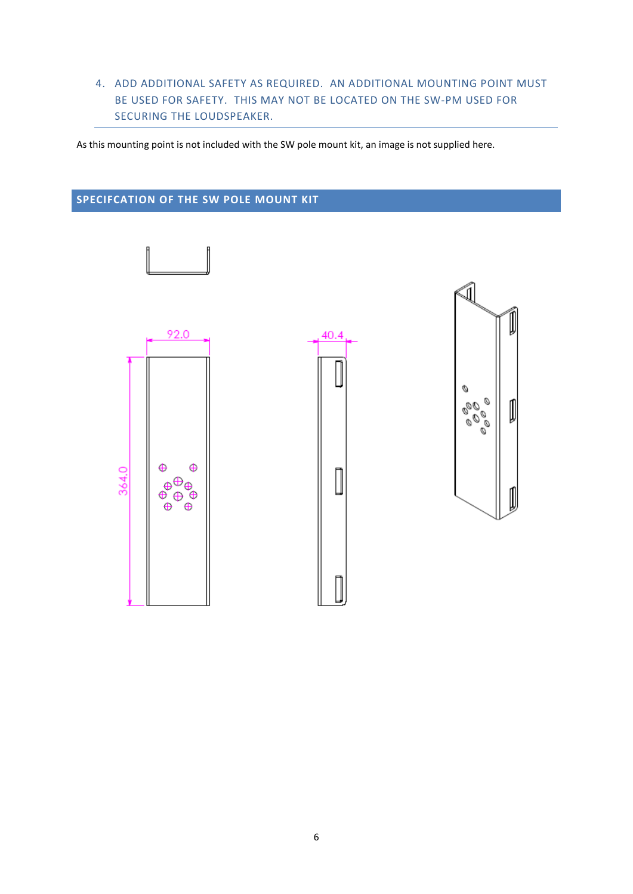4. ADD ADDITIONAL SAFETY AS REQUIRED. AN ADDITIONAL MOUNTING POINT MUST BE USED FOR SAFETY. THIS MAY NOT BE LOCATED ON THE SW-PM USED FOR SECURING THE LOUDSPEAKER.

As this mounting point is not included with the SW pole mount kit, an image is not supplied here.

## SPECIFCATION OF THE SW POLE MOUNT KIT

92.0

364.0

40.4